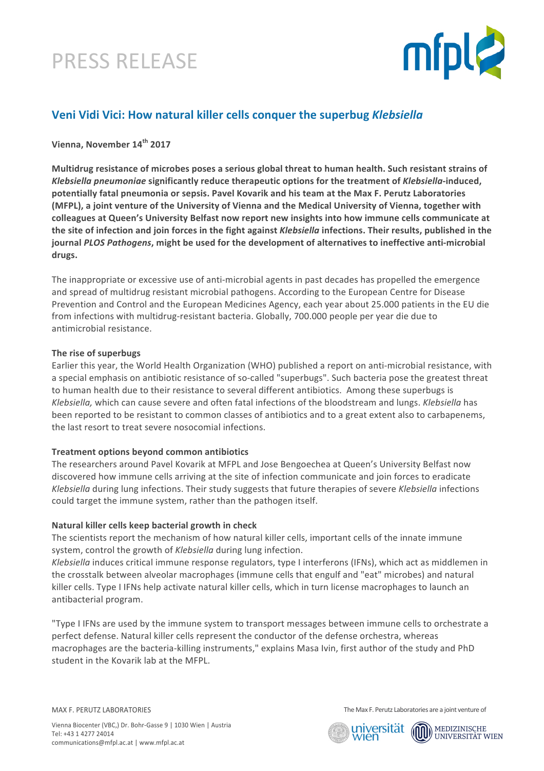PRESS RELEASE

## Veni Vidi Vici: How natural killer cells conquer the superbug *Klebsiella*

**Vienna, November 14th 2017**

**Multidrug resistance of microbes poses a serious global threat to human health. Such resistant strains of *Klebsiella pneumoniae* significantly reduce therapeutic options for the treatment of *Klebsiella*-induced, potentially fatal pneumonia or sepsis. Pavel Kovarik and his team at the Max F. Perutz Laboratories (MFPL), a joint venture of the University of Vienna and the Medical University of Vienna, together with colleagues at Queen's University Belfast now report new insights into how immune cells communicate at the site of infection and join forces in the fight against *Klebsiella* infections. Their results, published in the journal *PLOS Pathogens*, might be used for the development of alternatives to ineffective anti-microbial drugs.**

The inappropriate or excessive use of anti-microbial agents in past decades has propelled the emergence and spread of multidrug resistant microbial pathogens. According to the European Centre for Disease Prevention and Control and the European Medicines Agency, each year about 25.000 patients in the EU die from infections with multidrug-resistant bacteria. Globally, 700.000 people per year die due to antimicrobial resistance.

**The rise of superbugs**

Earlier this year, the World Health Organization (WHO) published a report on anti-microbial resistance, with a special emphasis on antibiotic resistance of so-called "superbugs". Such bacteria pose the greatest threat to human health due to their resistance to several different antibiotics. Among these superbugs is *Klebsiella,* which can cause severe and often fatal infections of the bloodstream and lungs. *Klebsiella* has been reported to be resistant to common classes of antibiotics and to a great extent also to carbapenems, the last resort to treat severe nosocomial infections.

**Treatment options beyond common antibiotics**

The researchers around Pavel Kovarik at MFPL and Jose Bengoechea at Queen's University Belfast now discovered how immune cells arriving at the site of infection communicate and join forces to eradicate *Klebsiella* during lung infections. Their study suggests that future therapies of severe *Klebsiella* infections could target the immune system, rather than the pathogen itself.

**Natural killer cells keep bacterial growth in check**

The scientists report the mechanism of how natural killer cells, important cells of the innate immune system, control the growth of *Klebsiella* during lung infection.
*Klebsiella* induces critical immune response regulators, type I interferons (IFNs), which act as middlemen in the crosstalk between alveolar macrophages (immune cells that engulf and "eat" microbes) and natural killer cells. Type I IFNs help activate natural killer cells, which in turn license macrophages to launch an antibacterial program.

"Type I IFNs are used by the immune system to transport messages between immune cells to orchestrate a perfect defense. Natural killer cells represent the conductor of the defense orchestra, whereas macrophages are the bacteria-killing instruments," explains Masa Ivin, first author of the study and PhD student in the Kovarik lab at the MFPL.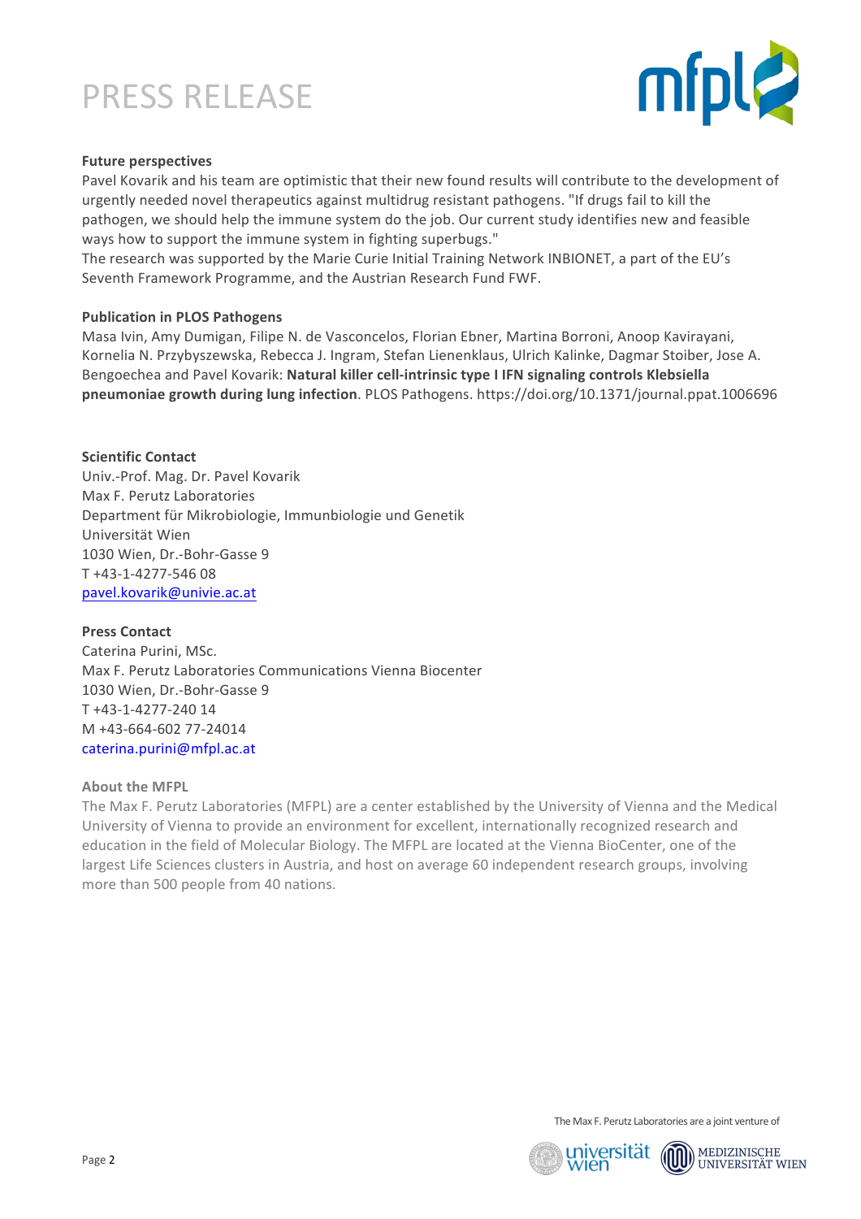**Future perspectives**
Pavel Kovarik and his team are optimistic that their new found results will contribute to the development of urgently needed novel therapeutics against multidrug resistant pathogens. "If drugs fail to kill the pathogen, we should help the immune system do the job. Our current study identifies new and feasible ways how to support the immune system in fighting superbugs."
The research was supported by the Marie Curie Initial Training Network INBIONET, a part of the EU's Seventh Framework Programme, and the Austrian Research Fund FWF.

**Publication in PLOS Pathogens**
Masa Ivin, Amy Dumigan, Filipe N. de Vasconcelos, Florian Ebner, Martina Borroni, Anoop Kavirayani, Kornelia N. Przybyszewska, Rebecca J. Ingram, Stefan Lienenklaus, Ulrich Kalinke, Dagmar Stoiber, Jose A. Bengoechea and Pavel Kovarik: **Natural killer cell-intrinsic type I IFN signaling controls Klebsiella pneumoniae growth during lung infection**. PLOS Pathogens. https://doi.org/10.1371/journal.ppat.1006696

**Scientific Contact**
Univ.-Prof. Mag. Dr. Pavel Kovarik
Max F. Perutz Laboratories
Department für Mikrobiologie, Immunbiologie und Genetik
Universität Wien
1030 Wien, Dr.-Bohr-Gasse 9
T +43-1-4277-546 08
pavel.kovarik@univie.ac.at

**Press Contact**
Caterina Purini, MSc.
Max F. Perutz Laboratories Communications Vienna Biocenter
1030 Wien, Dr.-Bohr-Gasse 9
T +43-1-4277-240 14
M +43-664-602 77-24014
caterina.purini@mfpl.ac.at

**About the MFPL**
The Max F. Perutz Laboratories (MFPL) are a center established by the University of Vienna and the Medical University of Vienna to provide an environment for excellent, internationally recognized research and education in the field of Molecular Biology. The MFPL are located at the Vienna BioCenter, one of the largest Life Sciences clusters in Austria, and host on average 60 independent research groups, involving more than 500 people from 40 nations.